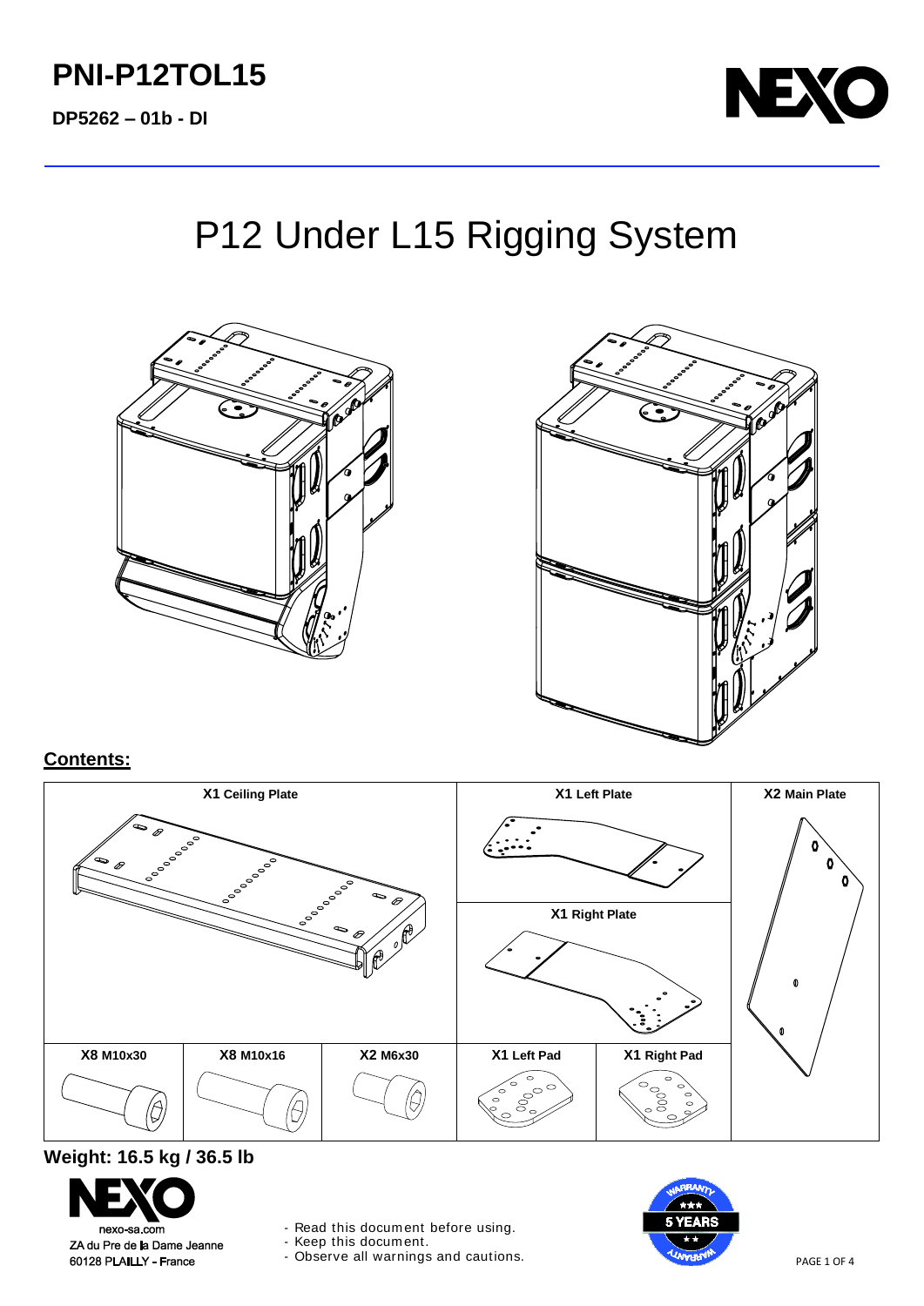# PNI-P12TOL15

**DP5262 – 01b - DI**

# P12 Under L15 Rigging System

## Contents:

| X1 Ceiling Plate | | | X1 Left Plate / X1 Right Plate | | X2 Main Plate |
|---|---|---|---|---|---|
| **X8 M10x30** | **X8 M10x16** | **X2 M6x30** | **X1 Left Pad** | **X1 Right Pad** | |

**Weight: 16.5 kg / 36.5 lb**

nexo-sa.com
ZA du Pre de la Dame Jeanne
60128 PLAILLY - France

- Read this document before using.
- Keep this document.
- Observe all warnings and cautions.

WARRANTY 5 YEARS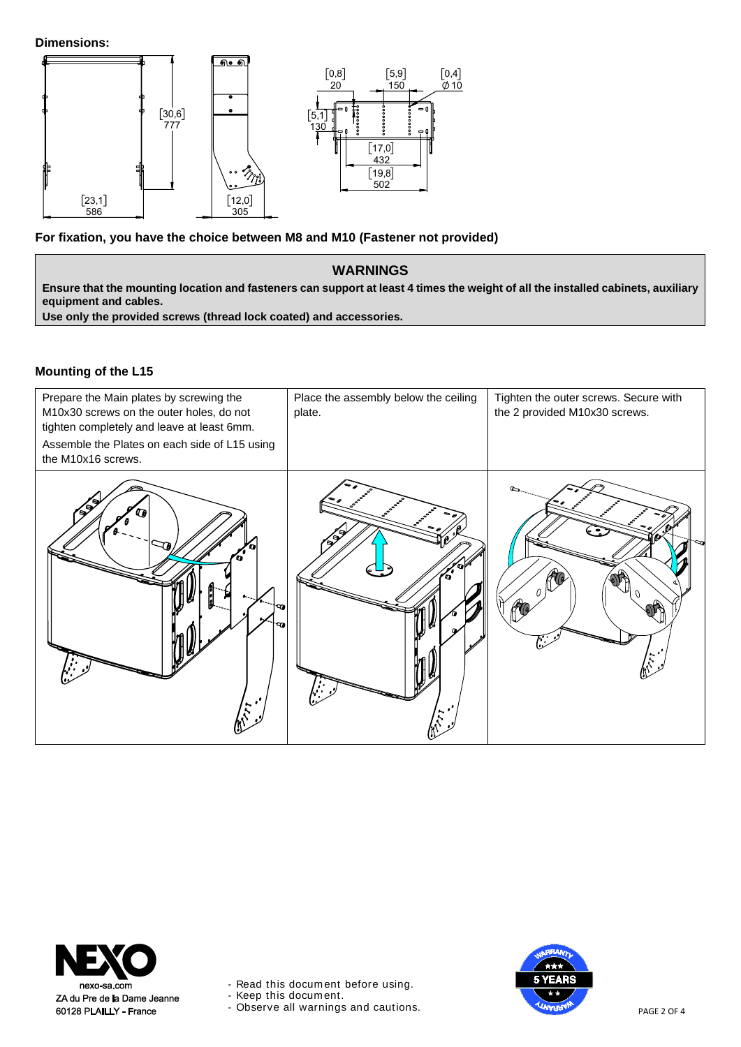**Dimensions:**

**For fixation, you have the choice between M8 and M10 (Fastener not provided)**

| **WARNINGS** |
|---|
| **Ensure that the mounting location and fasteners can support at least 4 times the weight of all the installed cabinets, auxiliary equipment and cables.** |
| **Use only the provided screws (thread lock coated) and accessories.** |

**Mounting of the L15**

| Prepare the Main plates by screwing the M10x30 screws on the outer holes, do not tighten completely and leave at least 6mm. Assemble the Plates on each side of L15 using the M10x16 screws. | Place the assembly below the ceiling plate. | Tighten the outer screws. Secure with the 2 provided M10x30 screws. |
|---|---|---|

nexo-sa.com
ZA du Pre de la Dame Jeanne
60128 PLAILLY - France

- Read this document before using.
- Keep this document.
- Observe all warnings and cautions.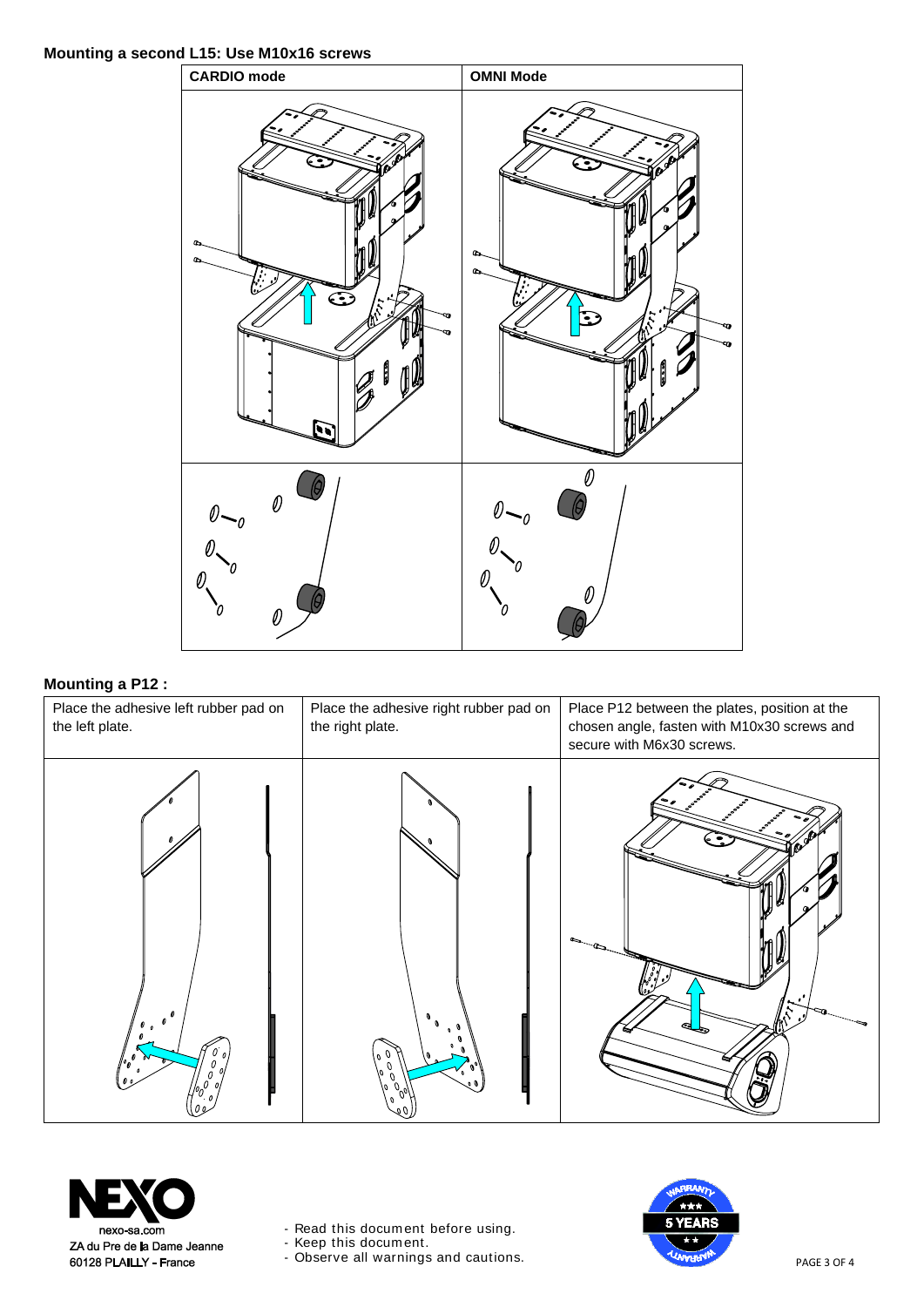**Mounting a second L15: Use M10x16 screws**

| CARDIO mode | OMNI Mode |
|---|---|

**Mounting a P12 :**

| Place the adhesive left rubber pad on the left plate. | Place the adhesive right rubber pad on the right plate. | Place P12 between the plates, position at the chosen angle, fasten with M10x30 screws and secure with M6x30 screws. |
|---|---|---|

NEXO
nexo-sa.com
ZA du Pre de la Dame Jeanne
60128 PLAILLY - France

- Read this document before using.
- Keep this document.
- Observe all warnings and cautions.

WARRANTY 5 YEARS WARRANTY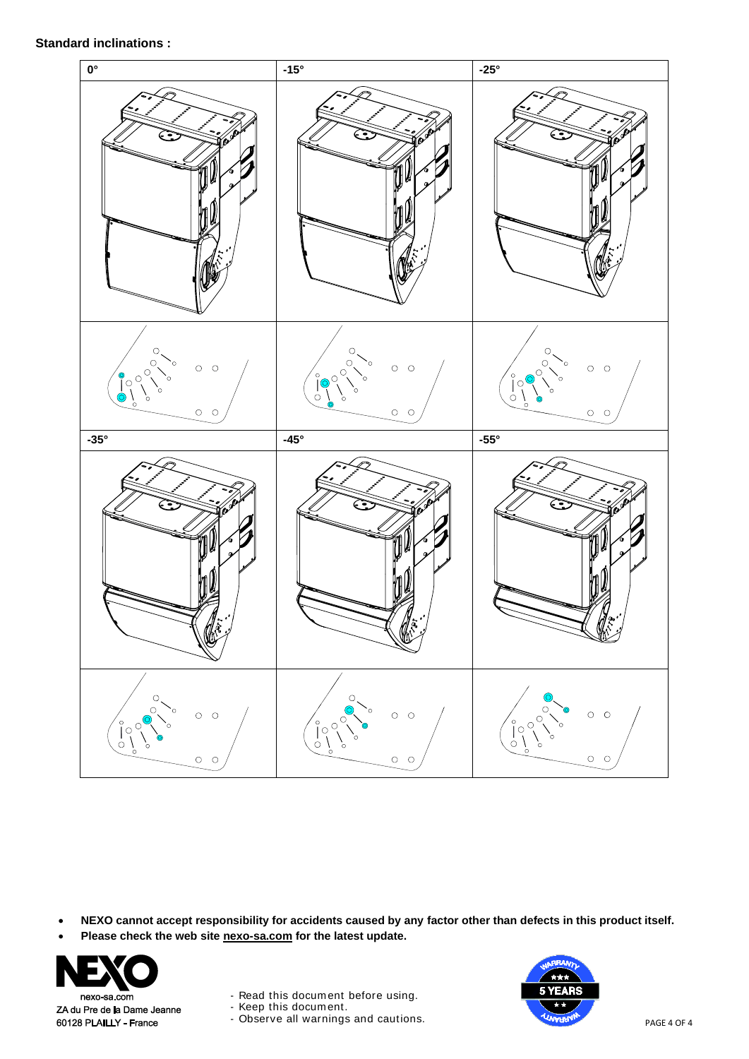**Standard inclinations :**

| 0° | -15° | -25° |
|---|---|---|

| -35° | -45° | -55° |
|---|---|---|

- **NEXO cannot accept responsibility for accidents caused by any factor other than defects in this product itself.**
- **Please check the web site nexo-sa.com for the latest update.**

nexo-sa.com
ZA du Pre de la Dame Jeanne
60128 PLAILLY - France

- Read this document before using.
- Keep this document.
- Observe all warnings and cautions.

WARRANTY 5 YEARS